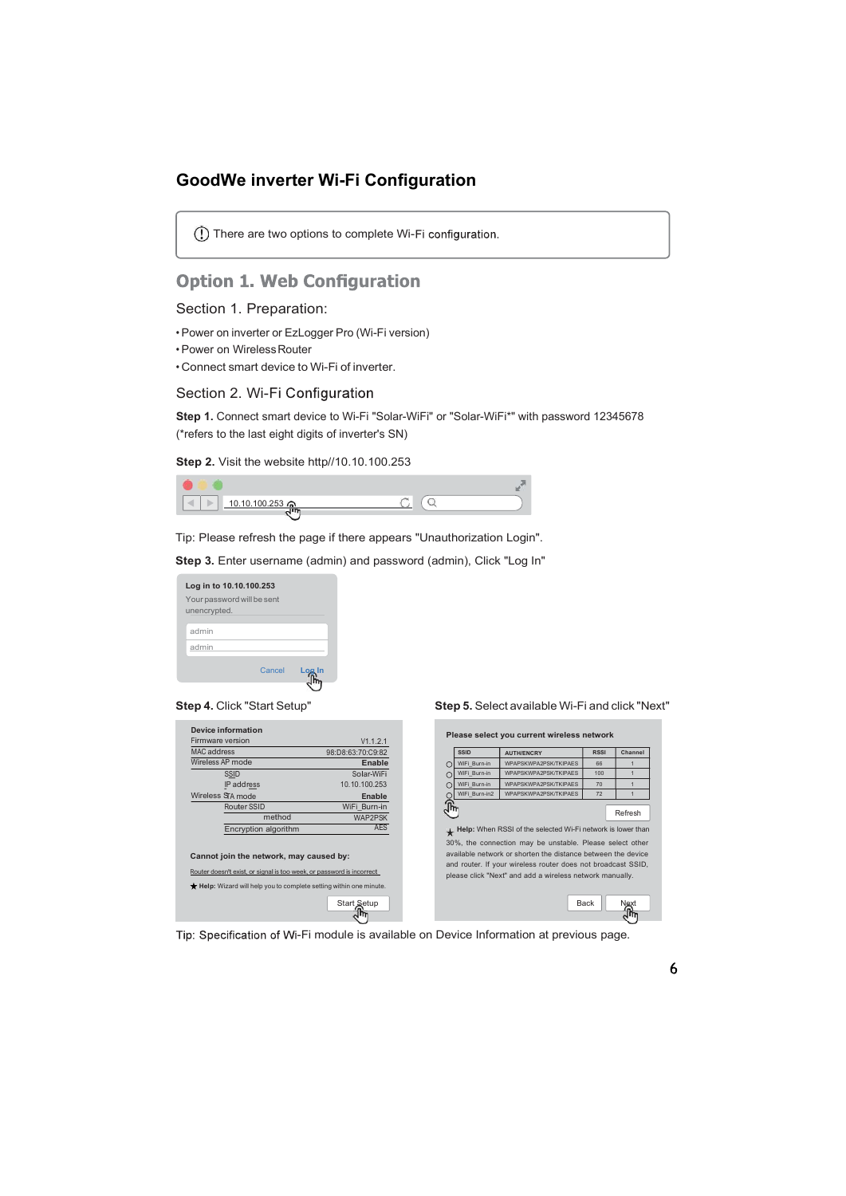# GoodWe inverter Wi-Fi Configuration

ⓘ There are two options to complete Wi-Fi configuration.

## Option 1. Web Configuration

### Section 1. Preparation:

- Power on inverter or EzLogger Pro (Wi-Fi version)
- Power on Wireless Router
- Connect smart device to Wi-Fi of inverter.

### Section 2. Wi-Fi Configuration

**Step 1.** Connect smart device to Wi-Fi "Solar-WiFi" or "Solar-WiFi*" with password 12345678 (*refers to the last eight digits of inverter's SN)

**Step 2.** Visit the website http//10.10.100.253

10.10.100.253

Tip: Please refresh the page if there appears "Unauthorization Login".

**Step 3.** Enter username (admin) and password (admin), Click "Log In"

**Log in to 10.10.100.253**

Your password will be sent unencrypted.

admin

admin

Cancel | Log In

**Step 4.** Click "Start Setup"

**Device information**

| | | |
|---|---|---|
| Firmware version | | V1.1.2.1 |
| MAC address | | 98:D8:63:70:C9:82 |
| Wireless AP mode | | **Enable** |
| | SSID | Solar-WiFi |
| | IP address | 10.10.100.253 |
| Wireless STA mode | | **Enable** |
| | Router SSID | WiFi_Burn-in |
| | method | WAP2PSK |
| | Encryption algorithm | AES |

**Cannot join the network, may caused by:**

Router doesn't exist, or signal is too week, or password is incorrect.

★ **Help:** Wizard will help you to complete setting within one minute.

Start Setup

**Step 5.** Select available Wi-Fi and click "Next"

**Please select you current wireless network**

| | SSID | AUTH/ENCRY | RSSI | Channel |
|---|---|---|---|---|
| ○ | WiFi_Burn-in | WPAPSKWPA2PSK/TKIPAES | 66 | 1 |
| ○ | WiFi_Burn-in | WPAPSKWPA2PSK/TKIPAES | 100 | 1 |
| ○ | WiFi_Burn-in | WPAPSKWPA2PSK/TKIPAES | 70 | 1 |
| ○ | WiFi_Burn-in2 | WPAPSKWPA2PSK/TKIPAES | 72 | 1 |

Refresh

★ **Help:** When RSSI of the selected Wi-Fi network is lower than 30%, the connection may be unstable. Please select other available network or shorten the distance between the device and router. If your wireless router does not broadcast SSID, please click "Next" and add a wireless network manually.

Back | Next

Tip: Specification of Wi-Fi module is available on Device Information at previous page.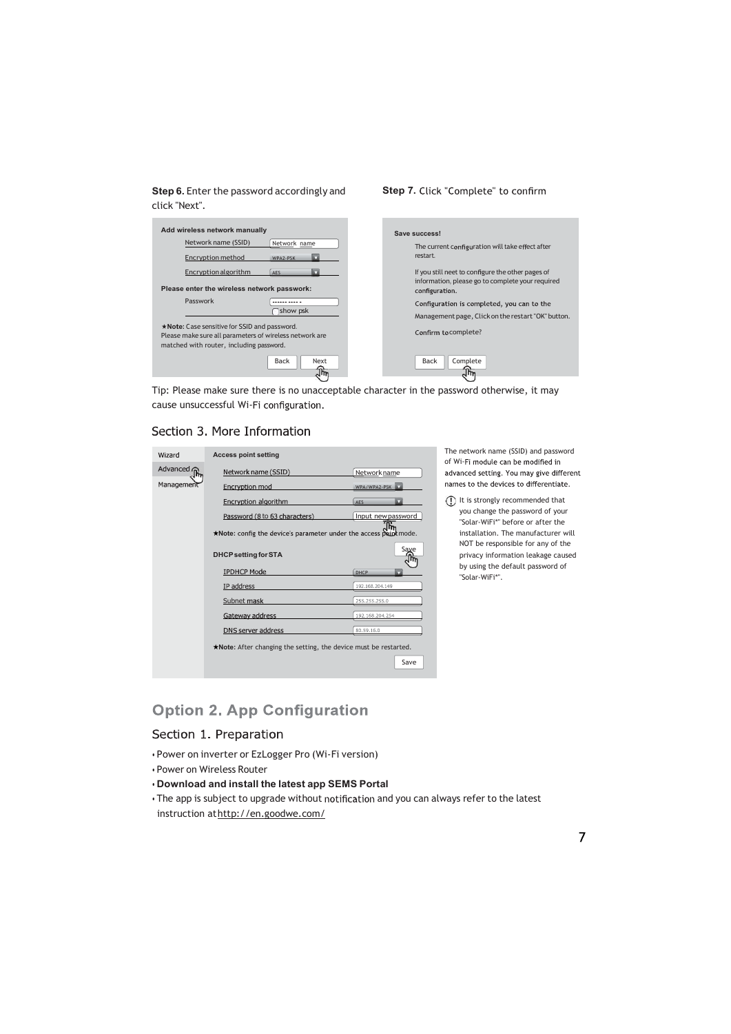**Step 6.** Enter the password accordingly and click "Next".

**Add wireless network manually**

| | |
|---|---|
| Network name (SSID) | Network name |
| Encryption method | WPA2-PSK |
| Encryption algorithm | AES |

**Please enter the wireless network passwork:**

| | |
|---|---|
| Passwork | ------ ---- - |
| | show psk |

★**Note:** Case sensitive for SSID and password.
Please make sure all parameters of wireless network are matched with router, including password.

Back | Next

**Step 7.** Click "Complete" to confirm

**Save success!**

The current configuration will take effect after restart.

If you still neet to configure the other pages of information, please go to complete your required configuration.

Configuration is completed, you can to the Management page, Click on the restart "OK" button.

Confirm to complete?

Back | Complete

Tip: Please make sure there is no unacceptable character in the password otherwise, it may cause unsuccessful Wi-Fi configuration.

## Section 3. More Information

Wizard
Advanced
Management

**Access point setting**

| | |
|---|---|
| Network name (SSID) | Network name |
| Encryption mod | WPA/WPA2-PSK |
| Encryption algorithm | AES |
| Password (8 to 63 characters) | Input new password |

★**Note:** config the device's parameter under the access point mode.

Save

**DHCP setting for STA**

| | |
|---|---|
| IPDHCP Mode | DHCP |
| IP address | 192.168.204.149 |
| Subnet mask | 255.255.255.0 |
| Gateway address | 192.168.204.254 |
| DNS server address | 80.59.16.0 |

★**Note:** After changing the setting, the device must be restarted.

Save

The network name (SSID) and password of Wi-Fi module can be modified in advanced setting. You may give different names to the devices to differentiate.

It is strongly recommended that you change the password of your "Solar-WiFi*" before or after the installation. The manufacturer will NOT be responsible for any of the privacy information leakage caused by using the default password of "Solar-WiFi*".

# Option 2. App Configuration

## Section 1. Preparation

- Power on inverter or EzLogger Pro (Wi-Fi version)
- Power on Wireless Router
- **Download and install the latest app SEMS Portal**
- The app is subject to upgrade without notification and you can always refer to the latest instruction at http://en.goodwe.com/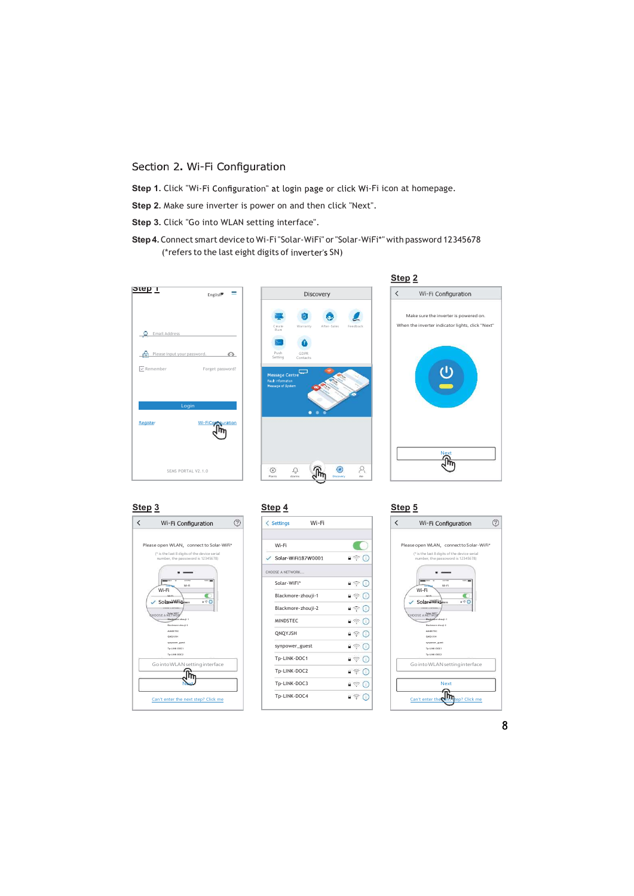## Section 2. Wi-Fi Configuration

**Step 1.** Click "Wi-Fi Configuration" at login page or click Wi-Fi icon at homepage.

**Step 2.** Make sure inverter is power on and then click "Next".

**Step 3.** Click "Go into WLAN setting interface".

**Step 4.** Connect smart device to Wi-Fi "Solar-WiFi" or "Solar-WiFi*" with password 12345678
(*refers to the last eight digits of inverter's SN)

**Step 1**

**Step 2**

**Step 3**

**Step 4**

**Step 5**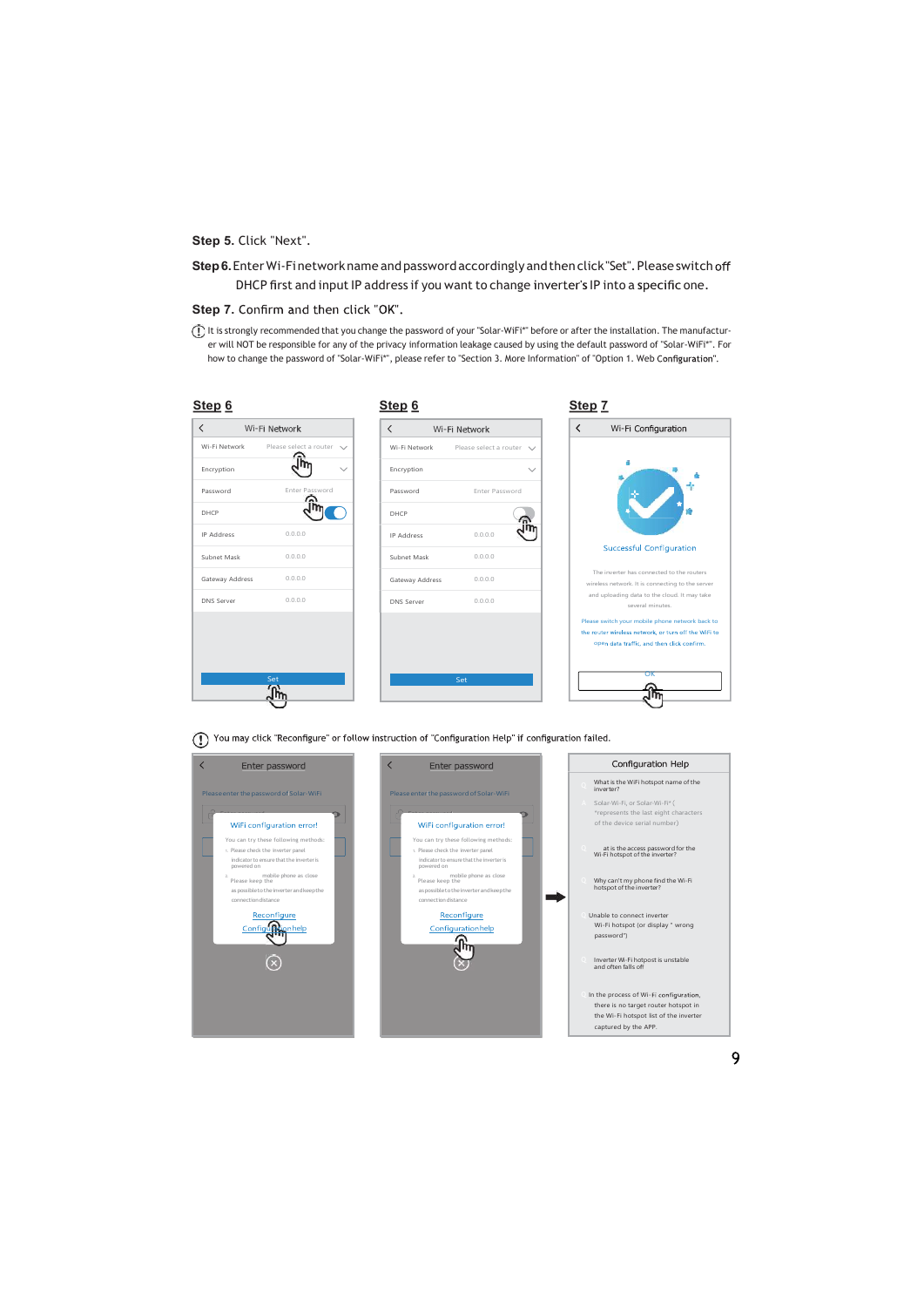**Step 5.** Click "Next".

**Step 6.** Enter Wi-Fi network name and password accordingly and then click "Set". Please switch off DHCP first and input IP address if you want to change inverter's IP into a specific one.

**Step 7.** Confirm and then click "OK".

ⓘ It is strongly recommended that you change the password of your "Solar-WiFi*" before or after the installation. The manufacturer will NOT be responsible for any of the privacy information leakage caused by using the default password of "Solar-WiFi*". For how to change the password of "Solar-WiFi*", please refer to "Section 3. More Information" of "Option 1. Web Configuration".

**Step 6**

Wi-Fi Network

Wi-Fi Network — Please select a router

Encryption

Password — Enter Password

DHCP

IP Address — 0.0.0.0

Subnet Mask — 0.0.0.0

Gateway Address — 0.0.0.0

DNS Server — 0.0.0.0

Set

**Step 6**

Wi-Fi Network

Wi-Fi Network — Please select a router

Encryption

Password — Enter Password

DHCP

IP Address — 0.0.0.0

Subnet Mask — 0.0.0.0

Gateway Address — 0.0.0.0

DNS Server — 0.0.0.0

Set

**Step 7**

Wi-Fi Configuration

Successful Configuration

The inverter has connected to the routers wireless network. It is connecting to the server and uploading data to the cloud. It may take several minutes.

Please switch your mobile phone network back to the router wireless network, or turn off the WiFi to open data traffic, and then click confirm.

OK

ⓘ You may click "Reconfigure" or follow instruction of "Configuration Help" if configuration failed.

Enter password

Please enter the password of Solar-WiFi

WiFi configuration error!

You can try these following methods:

1. Please check the inverter panel indicator to ensure that the inverter is powered on

2. Please keep the mobile phone as close as possible to the inverter and keep the connection distance

Reconfigure

Configuration help

Enter password

Please enter the password of Solar-WiFi

WiFi configuration error!

You can try these following methods:

1. Please check the inverter panel indicator to ensure that the inverter is powered on

2. Please keep the mobile phone as close as possible to the inverter and keep the connection distance

Reconfigure

Configuration help

Configuration Help

What is the WiFi hotspot name of the inverter?

Solar-WiFi, or Solar-WiFi* ( *represents the last eight characters of the device serial number)

What is the access password for the Wi-Fi hotspot of the inverter?

Why can't my phone find the Wi-Fi hotspot of the inverter?

Unable to connect inverter Wi-Fi hotspot (or display " wrong password")

Inverter Wi-Fi hotspot is unstable and often falls off

In the process of Wi-Fi configuration, there is no target router hotspot in the Wi-Fi hotspot list of the inverter captured by the APP.